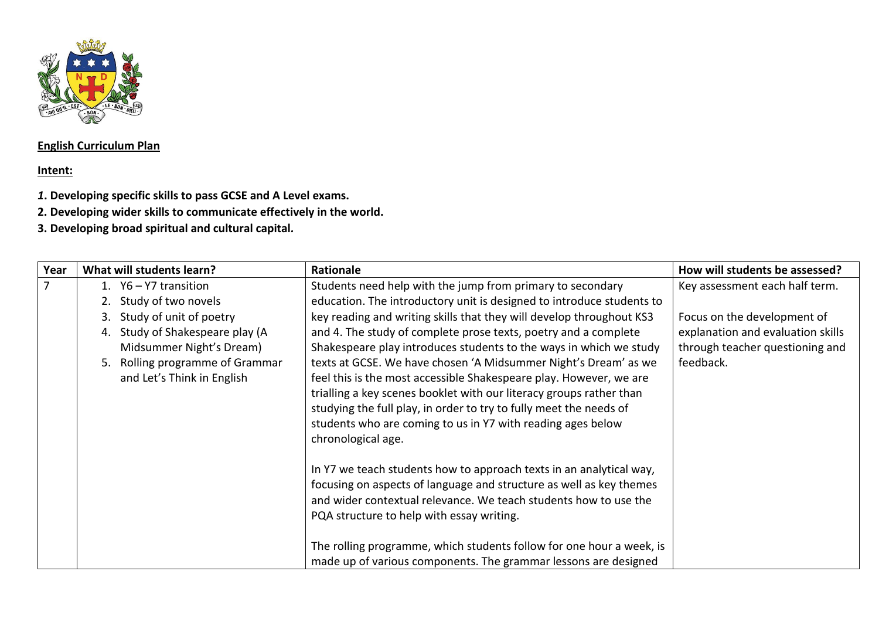**English Curriculum Plan**

**Intent:**

***1*. Developing specific skills to pass GCSE and A Level exams.**
**2. Developing wider skills to communicate effectively in the world.**
**3. Developing broad spiritual and cultural capital.**

| Year | What will students learn? | Rationale | How will students be assessed? |
|---|---|---|---|
| 7 | 1. Y6 – Y7 transition<br>2. Study of two novels<br>3. Study of unit of poetry<br>4. Study of Shakespeare play (A Midsummer Night's Dream)<br>5. Rolling programme of Grammar and Let's Think in English | Students need help with the jump from primary to secondary education. The introductory unit is designed to introduce students to key reading and writing skills that they will develop throughout KS3 and 4. The study of complete prose texts, poetry and a complete Shakespeare play introduces students to the ways in which we study texts at GCSE. We have chosen 'A Midsummer Night's Dream' as we feel this is the most accessible Shakespeare play. However, we are trialling a key scenes booklet with our literacy groups rather than studying the full play, in order to try to fully meet the needs of students who are coming to us in Y7 with reading ages below chronological age.<br><br>In Y7 we teach students how to approach texts in an analytical way, focusing on aspects of language and structure as well as key themes and wider contextual relevance. We teach students how to use the PQA structure to help with essay writing.<br><br>The rolling programme, which students follow for one hour a week, is made up of various components. The grammar lessons are designed | Key assessment each half term.<br><br>Focus on the development of explanation and evaluation skills through teacher questioning and feedback. |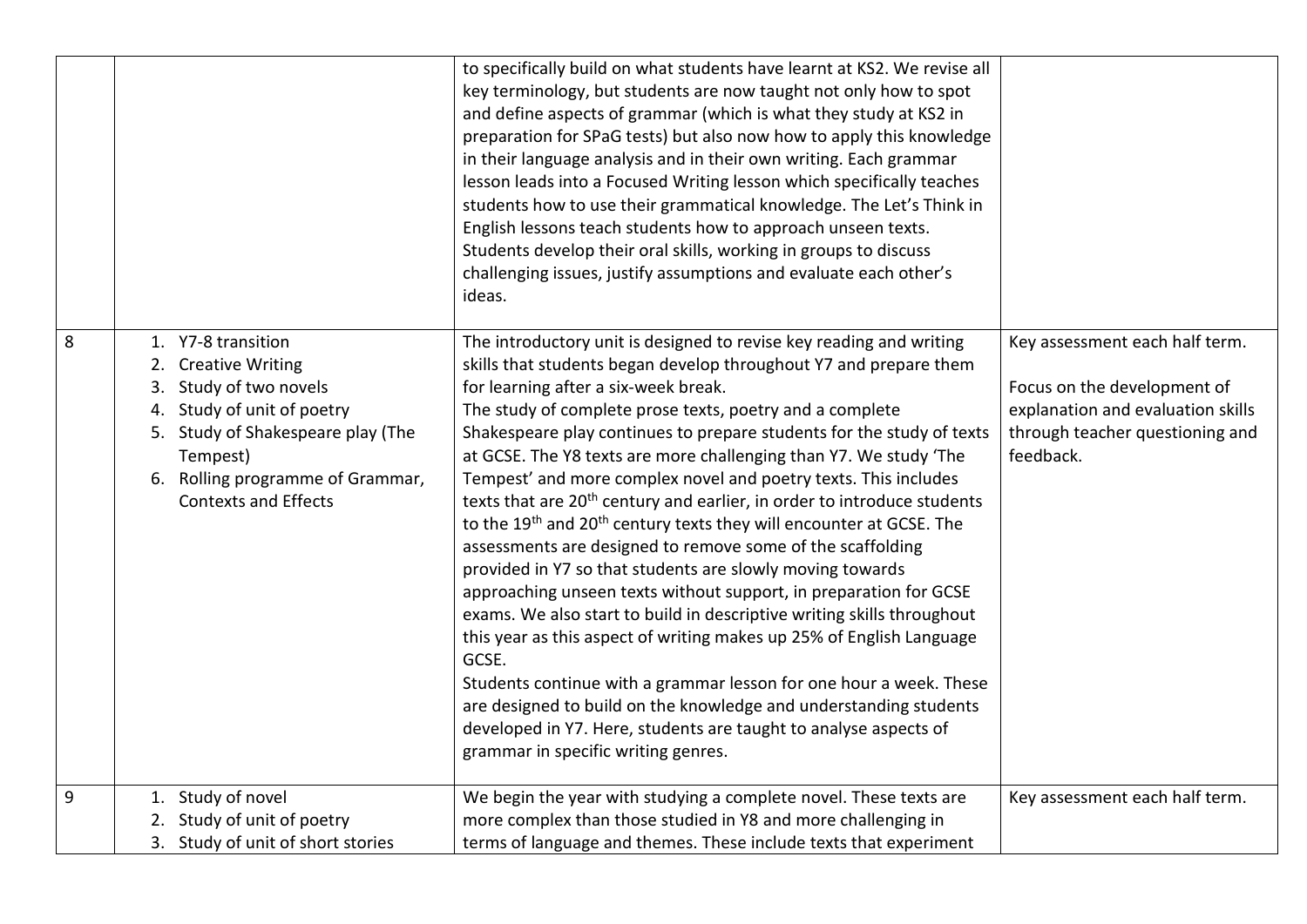| | | | |
|---|---|---|---|
| | | to specifically build on what students have learnt at KS2. We revise all key terminology, but students are now taught not only how to spot and define aspects of grammar (which is what they study at KS2 in preparation for SPaG tests) but also now how to apply this knowledge in their language analysis and in their own writing. Each grammar lesson leads into a Focused Writing lesson which specifically teaches students how to use their grammatical knowledge. The Let's Think in English lessons teach students how to approach unseen texts. Students develop their oral skills, working in groups to discuss challenging issues, justify assumptions and evaluate each other's ideas. | |
| 8 | 1. Y7-8 transition<br>2. Creative Writing<br>3. Study of two novels<br>4. Study of unit of poetry<br>5. Study of Shakespeare play (The Tempest)<br>6. Rolling programme of Grammar, Contexts and Effects | The introductory unit is designed to revise key reading and writing skills that students began develop throughout Y7 and prepare them for learning after a six-week break.<br>The study of complete prose texts, poetry and a complete Shakespeare play continues to prepare students for the study of texts at GCSE. The Y8 texts are more challenging than Y7. We study 'The Tempest' and more complex novel and poetry texts. This includes texts that are 20th century and earlier, in order to introduce students to the 19th and 20th century texts they will encounter at GCSE. The assessments are designed to remove some of the scaffolding provided in Y7 so that students are slowly moving towards approaching unseen texts without support, in preparation for GCSE exams. We also start to build in descriptive writing skills throughout this year as this aspect of writing makes up 25% of English Language GCSE.<br>Students continue with a grammar lesson for one hour a week. These are designed to build on the knowledge and understanding students developed in Y7. Here, students are taught to analyse aspects of grammar in specific writing genres. | Key assessment each half term.<br><br>Focus on the development of explanation and evaluation skills through teacher questioning and feedback. |
| 9 | 1. Study of novel<br>2. Study of unit of poetry<br>3. Study of unit of short stories | We begin the year with studying a complete novel. These texts are more complex than those studied in Y8 and more challenging in terms of language and themes. These include texts that experiment | Key assessment each half term. |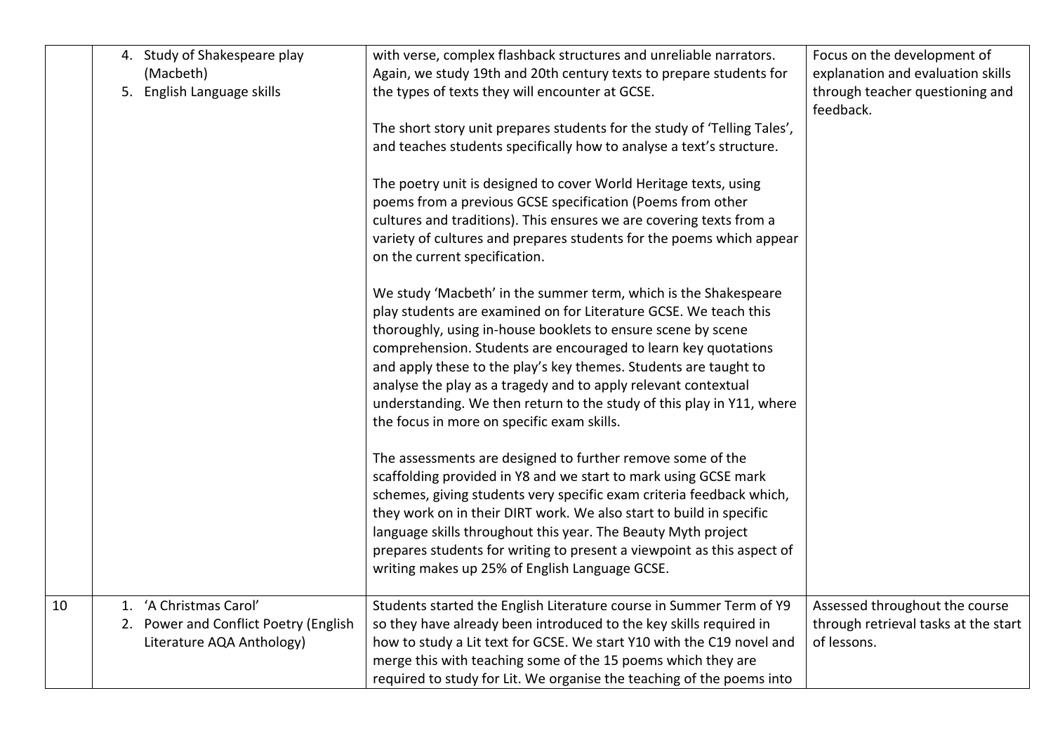| | | | |
|---|---|---|---|
| | 4. Study of Shakespeare play (Macbeth)<br>5. English Language skills | with verse, complex flashback structures and unreliable narrators. Again, we study 19th and 20th century texts to prepare students for the types of texts they will encounter at GCSE.<br><br>The short story unit prepares students for the study of 'Telling Tales', and teaches students specifically how to analyse a text's structure.<br><br>The poetry unit is designed to cover World Heritage texts, using poems from a previous GCSE specification (Poems from other cultures and traditions). This ensures we are covering texts from a variety of cultures and prepares students for the poems which appear on the current specification.<br><br>We study 'Macbeth' in the summer term, which is the Shakespeare play students are examined on for Literature GCSE. We teach this thoroughly, using in-house booklets to ensure scene by scene comprehension. Students are encouraged to learn key quotations and apply these to the play's key themes. Students are taught to analyse the play as a tragedy and to apply relevant contextual understanding. We then return to the study of this play in Y11, where the focus in more on specific exam skills.<br><br>The assessments are designed to further remove some of the scaffolding provided in Y8 and we start to mark using GCSE mark schemes, giving students very specific exam criteria feedback which, they work on in their DIRT work. We also start to build in specific language skills throughout this year. The Beauty Myth project prepares students for writing to present a viewpoint as this aspect of writing makes up 25% of English Language GCSE. | Focus on the development of explanation and evaluation skills through teacher questioning and feedback. |
| 10 | 1. 'A Christmas Carol'<br>2. Power and Conflict Poetry (English Literature AQA Anthology) | Students started the English Literature course in Summer Term of Y9 so they have already been introduced to the key skills required in how to study a Lit text for GCSE. We start Y10 with the C19 novel and merge this with teaching some of the 15 poems which they are required to study for Lit. We organise the teaching of the poems into | Assessed throughout the course through retrieval tasks at the start of lessons. |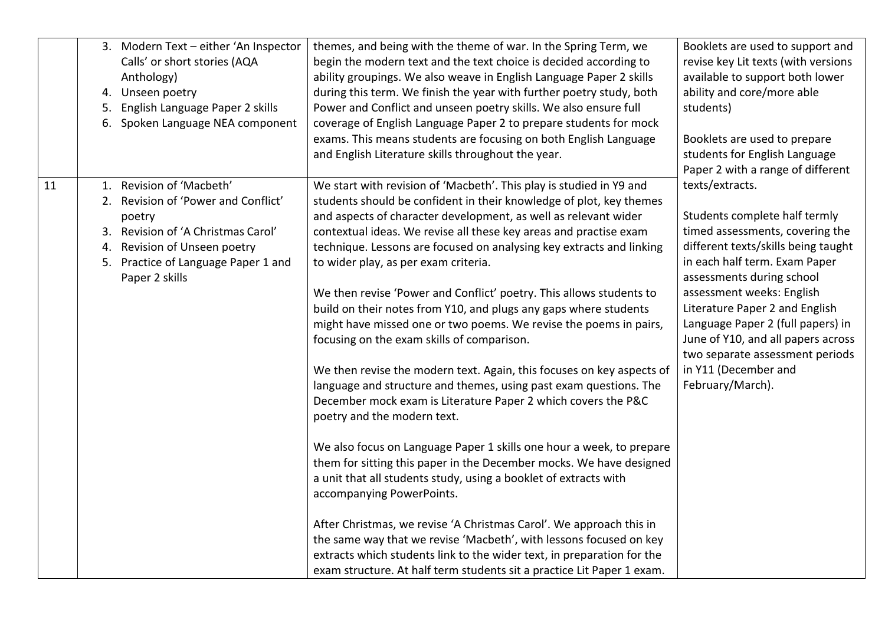| | | | |
|---|---|---|---|
| | 3. Modern Text – either 'An Inspector Calls' or short stories (AQA Anthology)<br>4. Unseen poetry<br>5. English Language Paper 2 skills<br>6. Spoken Language NEA component | themes, and being with the theme of war. In the Spring Term, we begin the modern text and the text choice is decided according to ability groupings. We also weave in English Language Paper 2 skills during this term. We finish the year with further poetry study, both Power and Conflict and unseen poetry skills. We also ensure full coverage of English Language Paper 2 to prepare students for mock exams. This means students are focusing on both English Language and English Literature skills throughout the year. | Booklets are used to support and revise key Lit texts (with versions available to support both lower ability and core/more able students)<br><br>Booklets are used to prepare students for English Language Paper 2 with a range of different texts/extracts.<br><br>Students complete half termly timed assessments, covering the different texts/skills being taught in each half term. Exam Paper assessments during school assessment weeks: English Literature Paper 2 and English Language Paper 2 (full papers) in June of Y10, and all papers across two separate assessment periods in Y11 (December and February/March). |
| 11 | 1. Revision of 'Macbeth'<br>2. Revision of 'Power and Conflict' poetry<br>3. Revision of 'A Christmas Carol'<br>4. Revision of Unseen poetry<br>5. Practice of Language Paper 1 and Paper 2 skills | We start with revision of 'Macbeth'. This play is studied in Y9 and students should be confident in their knowledge of plot, key themes and aspects of character development, as well as relevant wider contextual ideas. We revise all these key areas and practise exam technique. Lessons are focused on analysing key extracts and linking to wider play, as per exam criteria.<br><br>We then revise 'Power and Conflict' poetry. This allows students to build on their notes from Y10, and plugs any gaps where students might have missed one or two poems. We revise the poems in pairs, focusing on the exam skills of comparison.<br><br>We then revise the modern text. Again, this focuses on key aspects of language and structure and themes, using past exam questions. The December mock exam is Literature Paper 2 which covers the P&C poetry and the modern text.<br><br>We also focus on Language Paper 1 skills one hour a week, to prepare them for sitting this paper in the December mocks. We have designed a unit that all students study, using a booklet of extracts with accompanying PowerPoints.<br><br>After Christmas, we revise 'A Christmas Carol'. We approach this in the same way that we revise 'Macbeth', with lessons focused on key extracts which students link to the wider text, in preparation for the exam structure. At half term students sit a practice Lit Paper 1 exam. | |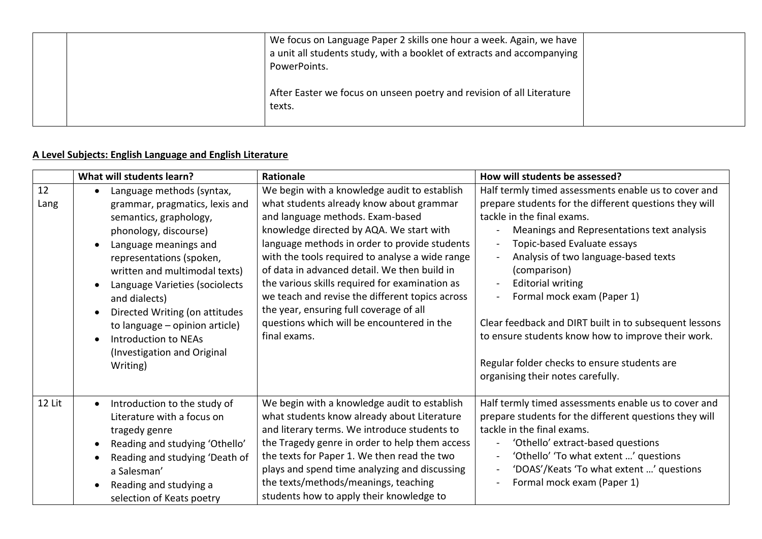| | | | |
|---|---|---|---|
| | | We focus on Language Paper 2 skills one hour a week. Again, we have a unit all students study, with a booklet of extracts and accompanying PowerPoints.<br><br>After Easter we focus on unseen poetry and revision of all Literature texts. | |

**A Level Subjects: English Language and English Literature**

| | What will students learn? | Rationale | How will students be assessed? |
|---|---|---|---|
| 12 Lang | • Language methods (syntax, grammar, pragmatics, lexis and semantics, graphology, phonology, discourse)<br>• Language meanings and representations (spoken, written and multimodal texts)<br>• Language Varieties (sociolects and dialects)<br>• Directed Writing (on attitudes to language – opinion article)<br>• Introduction to NEAs (Investigation and Original Writing) | We begin with a knowledge audit to establish what students already know about grammar and language methods. Exam-based knowledge directed by AQA. We start with language methods in order to provide students with the tools required to analyse a wide range of data in advanced detail. We then build in the various skills required for examination as we teach and revise the different topics across the year, ensuring full coverage of all questions which will be encountered in the final exams. | Half termly timed assessments enable us to cover and prepare students for the different questions they will tackle in the final exams.<br>- Meanings and Representations text analysis<br>- Topic-based Evaluate essays<br>- Analysis of two language-based texts (comparison)<br>- Editorial writing<br>- Formal mock exam (Paper 1)<br><br>Clear feedback and DIRT built in to subsequent lessons to ensure students know how to improve their work.<br><br>Regular folder checks to ensure students are organising their notes carefully. |
| 12 Lit | • Introduction to the study of Literature with a focus on tragedy genre<br>• Reading and studying 'Othello'<br>• Reading and studying 'Death of a Salesman'<br>• Reading and studying a selection of Keats poetry | We begin with a knowledge audit to establish what students know already about Literature and literary terms. We introduce students to the Tragedy genre in order to help them access the texts for Paper 1. We then read the two plays and spend time analyzing and discussing the texts/methods/meanings, teaching students how to apply their knowledge to | Half termly timed assessments enable us to cover and prepare students for the different questions they will tackle in the final exams.<br>- 'Othello' extract-based questions<br>- 'Othello' 'To what extent …' questions<br>- 'DOAS'/Keats 'To what extent …' questions<br>- Formal mock exam (Paper 1) |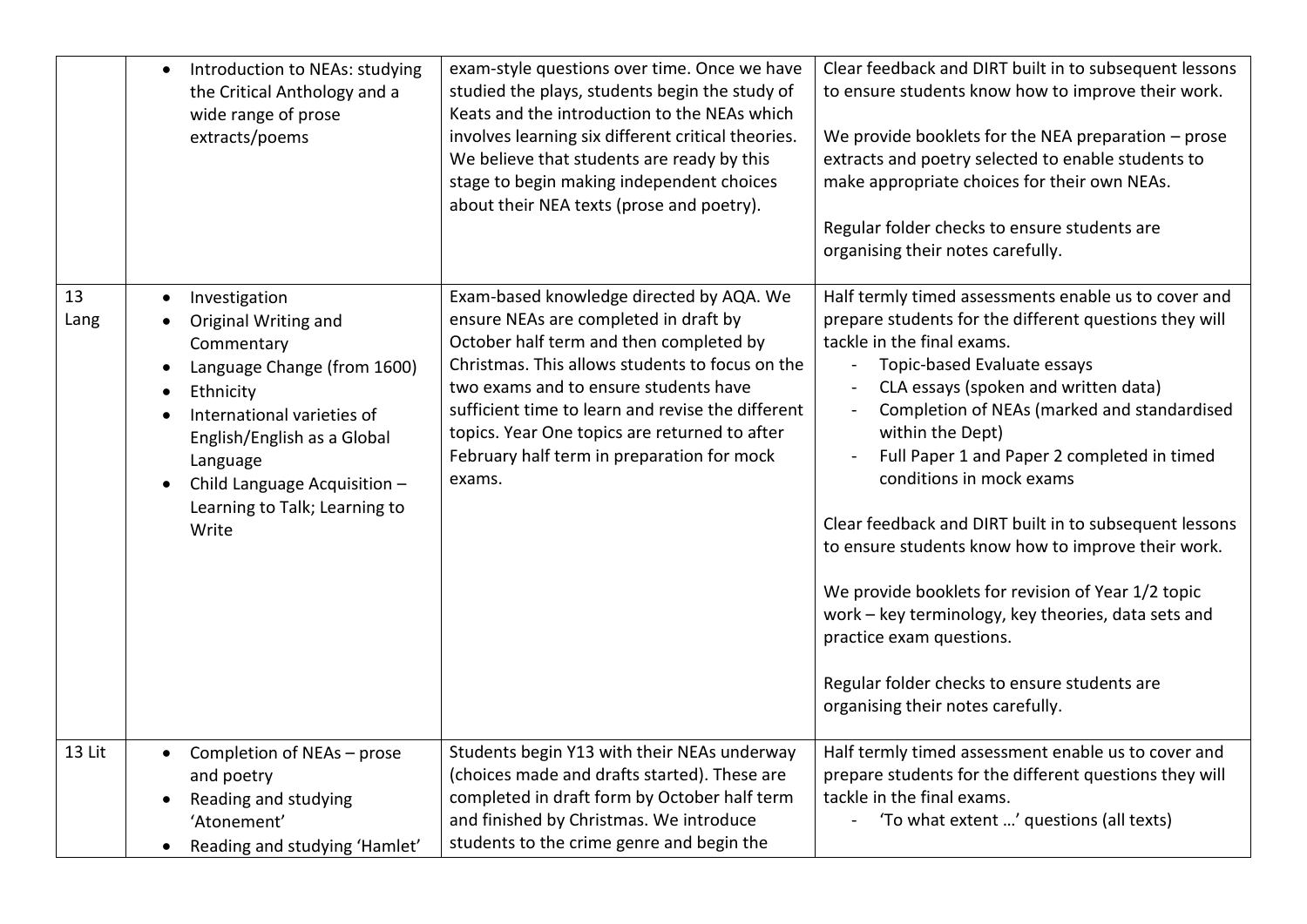| | | | |
|---|---|---|---|
| | • Introduction to NEAs: studying the Critical Anthology and a wide range of prose extracts/poems | exam-style questions over time. Once we have studied the plays, students begin the study of Keats and the introduction to the NEAs which involves learning six different critical theories. We believe that students are ready by this stage to begin making independent choices about their NEA texts (prose and poetry). | Clear feedback and DIRT built in to subsequent lessons to ensure students know how to improve their work.<br><br>We provide booklets for the NEA preparation – prose extracts and poetry selected to enable students to make appropriate choices for their own NEAs.<br><br>Regular folder checks to ensure students are organising their notes carefully. |
| 13 Lang | • Investigation<br>• Original Writing and Commentary<br>• Language Change (from 1600)<br>• Ethnicity<br>• International varieties of English/English as a Global Language<br>• Child Language Acquisition – Learning to Talk; Learning to Write | Exam-based knowledge directed by AQA. We ensure NEAs are completed in draft by October half term and then completed by Christmas. This allows students to focus on the two exams and to ensure students have sufficient time to learn and revise the different topics. Year One topics are returned to after February half term in preparation for mock exams. | Half termly timed assessments enable us to cover and prepare students for the different questions they will tackle in the final exams.<br>- Topic-based Evaluate essays<br>- CLA essays (spoken and written data)<br>- Completion of NEAs (marked and standardised within the Dept)<br>- Full Paper 1 and Paper 2 completed in timed conditions in mock exams<br><br>Clear feedback and DIRT built in to subsequent lessons to ensure students know how to improve their work.<br><br>We provide booklets for revision of Year 1/2 topic work – key terminology, key theories, data sets and practice exam questions.<br><br>Regular folder checks to ensure students are organising their notes carefully. |
| 13 Lit | • Completion of NEAs – prose and poetry<br>• Reading and studying 'Atonement'<br>• Reading and studying 'Hamlet' | Students begin Y13 with their NEAs underway (choices made and drafts started). These are completed in draft form by October half term and finished by Christmas. We introduce students to the crime genre and begin the | Half termly timed assessment enable us to cover and prepare students for the different questions they will tackle in the final exams.<br>- 'To what extent …' questions (all texts) |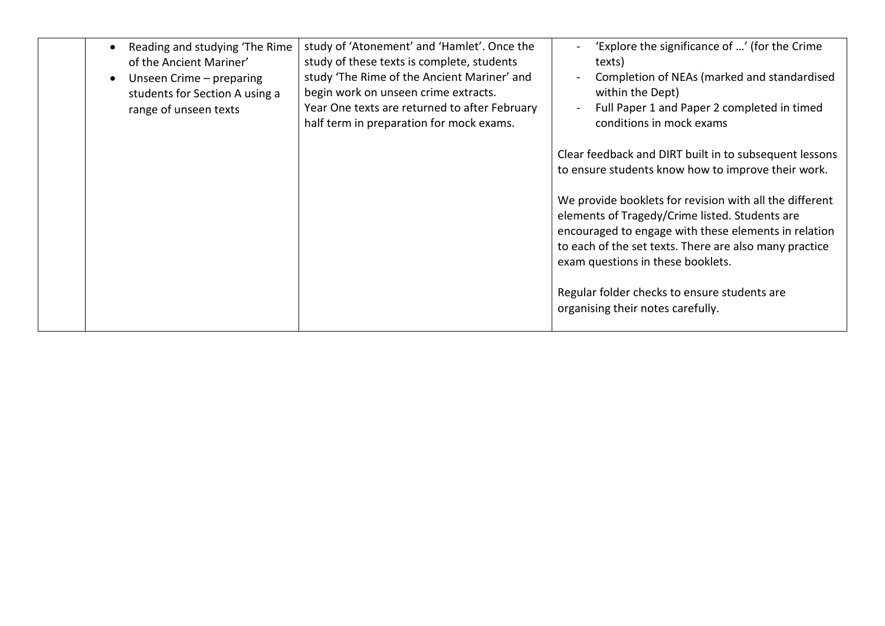| | | | |
|---|---|---|---|
| | • Reading and studying 'The Rime of the Ancient Mariner'<br>• Unseen Crime – preparing students for Section A using a range of unseen texts | study of 'Atonement' and 'Hamlet'. Once the study of these texts is complete, students study 'The Rime of the Ancient Mariner' and begin work on unseen crime extracts.<br>Year One texts are returned to after February half term in preparation for mock exams. | - 'Explore the significance of …' (for the Crime texts)<br>- Completion of NEAs (marked and standardised within the Dept)<br>- Full Paper 1 and Paper 2 completed in timed conditions in mock exams<br><br>Clear feedback and DIRT built in to subsequent lessons to ensure students know how to improve their work.<br><br>We provide booklets for revision with all the different elements of Tragedy/Crime listed. Students are encouraged to engage with these elements in relation to each of the set texts. There are also many practice exam questions in these booklets.<br><br>Regular folder checks to ensure students are organising their notes carefully. |